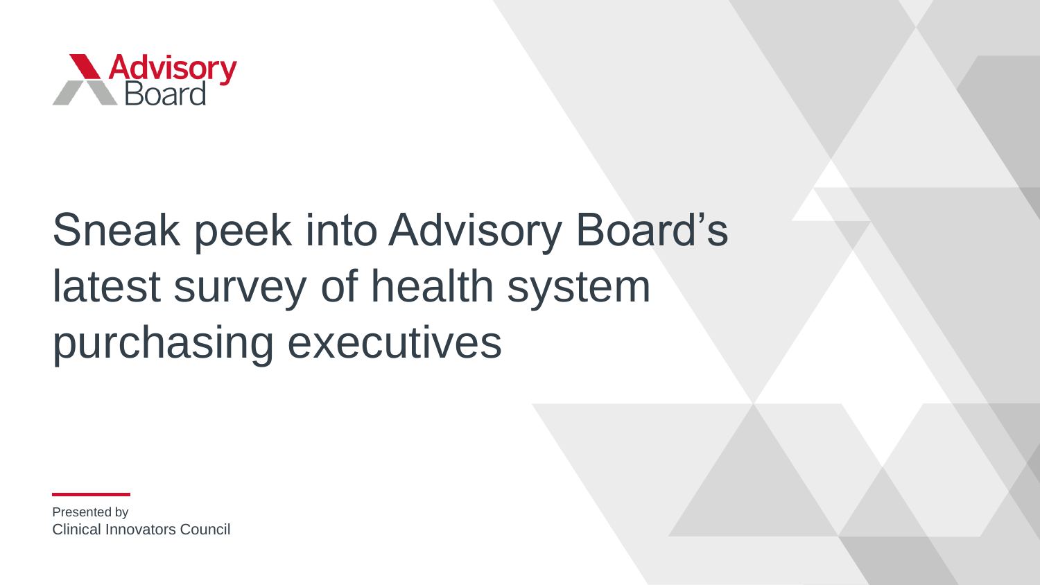Advisory Board

# Sneak peek into Advisory Board's latest survey of health system purchasing executives

Presented by
Clinical Innovators Council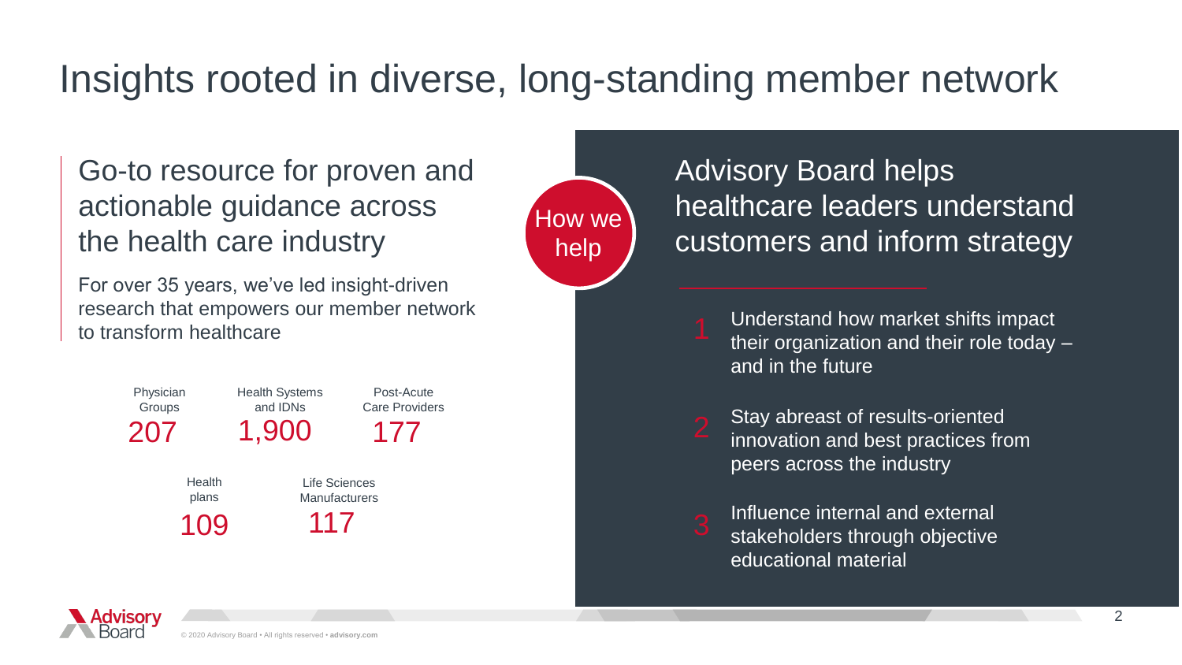# Insights rooted in diverse, long-standing member network

## Go-to resource for proven and actionable guidance across the health care industry

For over 35 years, we've led insight-driven research that empowers our member network to transform healthcare

| Physician Groups | Health Systems and IDNs | Post-Acute Care Providers | Health plans | Life Sciences Manufacturers |
|---|---|---|---|---|
| 207 | 1,900 | 177 | 109 | 117 |

How we help

## Advisory Board helps healthcare leaders understand customers and inform strategy

1. Understand how market shifts impact their organization and their role today – and in the future
2. Stay abreast of results-oriented innovation and best practices from peers across the industry
3. Influence internal and external stakeholders through objective educational material

© 2020 Advisory Board • All rights reserved • **advisory.com**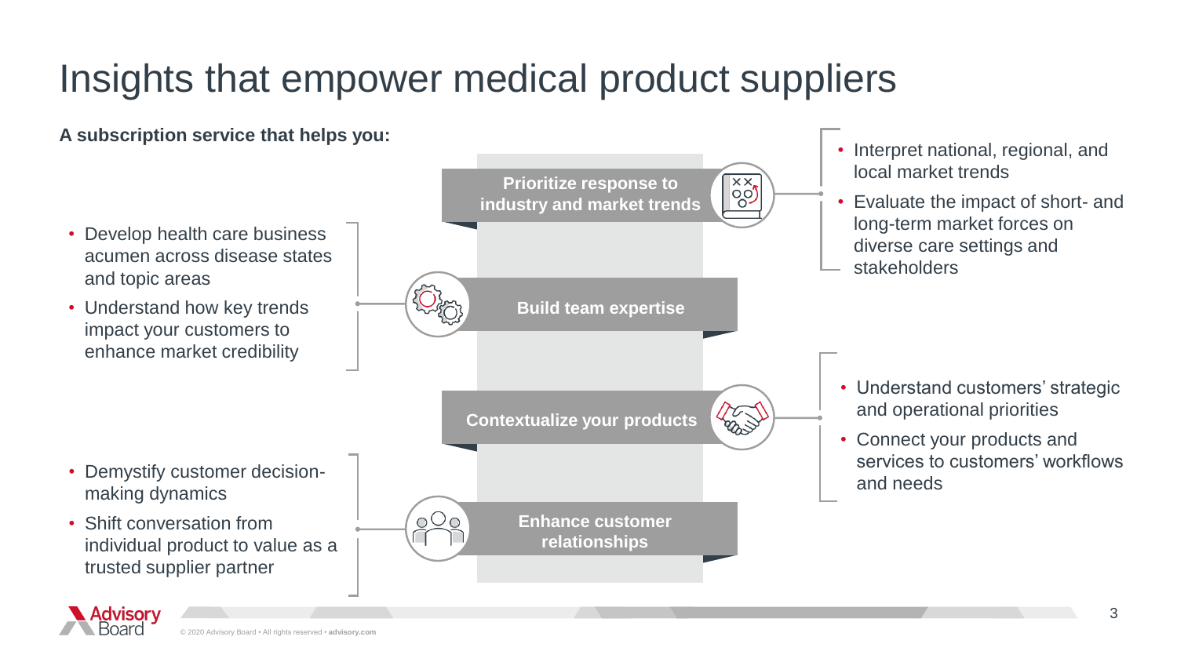# Insights that empower medical product suppliers

**A subscription service that helps you:**

### Prioritize response to industry and market trends

- Interpret national, regional, and local market trends
- Evaluate the impact of short- and long-term market forces on diverse care settings and stakeholders

### Build team expertise

- Develop health care business acumen across disease states and topic areas
- Understand how key trends impact your customers to enhance market credibility

### Contextualize your products

- Understand customers' strategic and operational priorities
- Connect your products and services to customers' workflows and needs

### Enhance customer relationships

- Demystify customer decision-making dynamics
- Shift conversation from individual product to value as a trusted supplier partner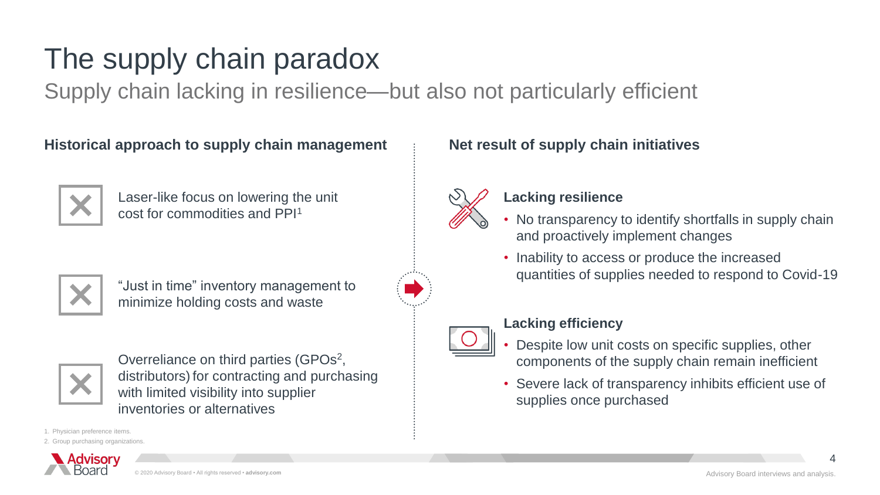# The supply chain paradox

## Supply chain lacking in resilience—but also not particularly efficient

### Historical approach to supply chain management

- Laser-like focus on lowering the unit cost for commodities and PPI[1]
- "Just in time" inventory management to minimize holding costs and waste
- Overreliance on third parties (GPOs[2], distributors) for contracting and purchasing with limited visibility into supplier inventories or alternatives

### Net result of supply chain initiatives

**Lacking resilience**

- No transparency to identify shortfalls in supply chain and proactively implement changes
- Inability to access or produce the increased quantities of supplies needed to respond to Covid-19

**Lacking efficiency**

- Despite low unit costs on specific supplies, other components of the supply chain remain inefficient
- Severe lack of transparency inhibits efficient use of supplies once purchased

1. Physician preference items.
2. Group purchasing organizations.

Advisory Board interviews and analysis.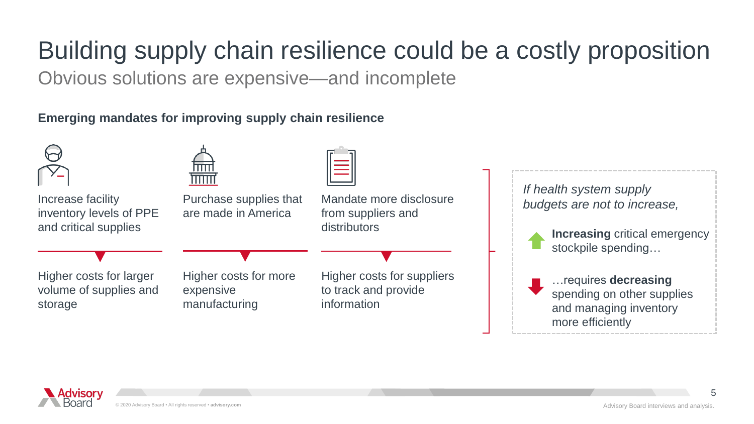# Building supply chain resilience could be a costly proposition

## Obvious solutions are expensive—and incomplete

**Emerging mandates for improving supply chain resilience**

| Mandate | Cost impact |
| --- | --- |
| Increase facility inventory levels of PPE and critical supplies | Higher costs for larger volume of supplies and storage |
| Purchase supplies that are made in America | Higher costs for more expensive manufacturing |
| Mandate more disclosure from suppliers and distributors | Higher costs for suppliers to track and provide information |

*If health system supply budgets are not to increase,*

- **Increasing** critical emergency stockpile spending…
- …requires **decreasing** spending on other supplies and managing inventory more efficiently

Source: Advisory Board interviews and analysis.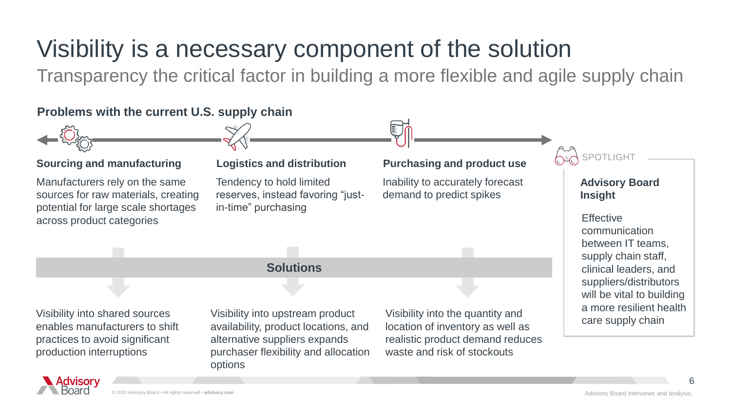# Visibility is a necessary component of the solution

## Transparency the critical factor in building a more flexible and agile supply chain

**Problems with the current U.S. supply chain**

### Sourcing and manufacturing

Manufacturers rely on the same sources for raw materials, creating potential for large scale shortages across product categories

### Logistics and distribution

Tendency to hold limited reserves, instead favoring "just-in-time" purchasing

### Purchasing and product use

Inability to accurately forecast demand to predict spikes

**Solutions**

- **Sourcing and manufacturing:** Visibility into shared sources enables manufacturers to shift practices to avoid significant production interruptions
- **Logistics and distribution:** Visibility into upstream product availability, product locations, and alternative suppliers expands purchaser flexibility and allocation options
- **Purchasing and product use:** Visibility into the quantity and location of inventory as well as realistic product demand reduces waste and risk of stockouts

SPOTLIGHT

**Advisory Board Insight**

Effective communication between IT teams, supply chain staff, clinical leaders, and suppliers/distributors will be vital to building a more resilient health care supply chain

Advisory Board interviews and analysis.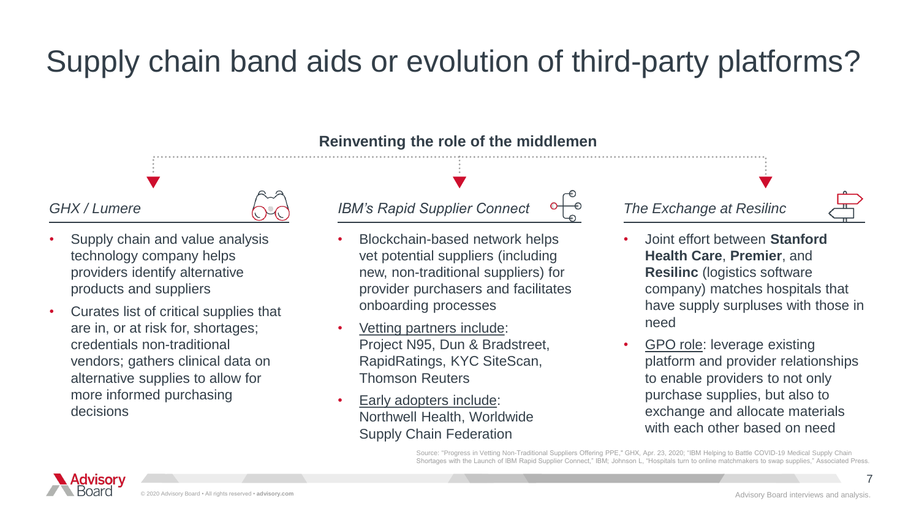# Supply chain band aids or evolution of third-party platforms?

**Reinventing the role of the middlemen**

### *GHX / Lumere*

- Supply chain and value analysis technology company helps providers identify alternative products and suppliers
- Curates list of critical supplies that are in, or at risk for, shortages; credentials non-traditional vendors; gathers clinical data on alternative supplies to allow for more informed purchasing decisions

### *IBM's Rapid Supplier Connect*

- Blockchain-based network helps vet potential suppliers (including new, non-traditional suppliers) for provider purchasers and facilitates onboarding processes
- Vetting partners include: Project N95, Dun & Bradstreet, RapidRatings, KYC SiteScan, Thomson Reuters
- Early adopters include: Northwell Health, Worldwide Supply Chain Federation

### *The Exchange at Resilinc*

- Joint effort between **Stanford Health Care**, **Premier**, and **Resilinc** (logistics software company) matches hospitals that have supply surpluses with those in need
- GPO role: leverage existing platform and provider relationships to enable providers to not only purchase supplies, but also to exchange and allocate materials with each other based on need

Source: "Progress in Vetting Non-Traditional Suppliers Offering PPE," GHX, Apr. 23, 2020; "IBM Helping to Battle COVID-19 Medical Supply Chain Shortages with the Launch of IBM Rapid Supplier Connect," IBM; Johnson L, "Hospitals turn to online matchmakers to swap supplies," Associated Press.

Advisory Board interviews and analysis.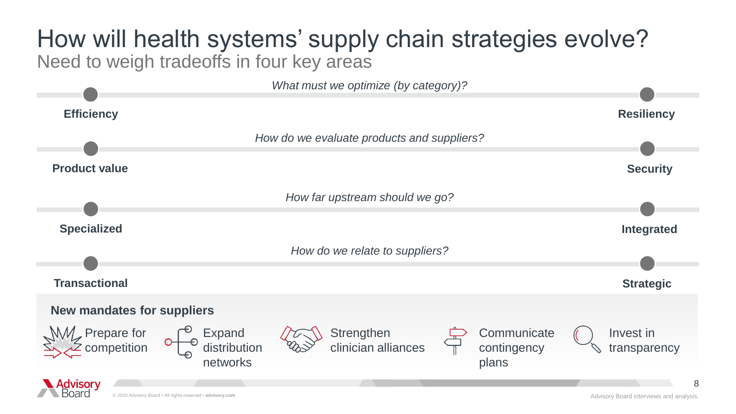# How will health systems' supply chain strategies evolve?

## Need to weigh tradeoffs in four key areas

*What must we optimize (by category)?*

**Efficiency** — **Resiliency**

*How do we evaluate products and suppliers?*

**Product value** — **Security**

*How far upstream should we go?*

**Specialized** — **Integrated**

*How do we relate to suppliers?*

**Transactional** — **Strategic**

### New mandates for suppliers

- Prepare for competition
- Expand distribution networks
- Strengthen clinician alliances
- Communicate contingency plans
- Invest in transparency

Advisory Board interviews and analysis.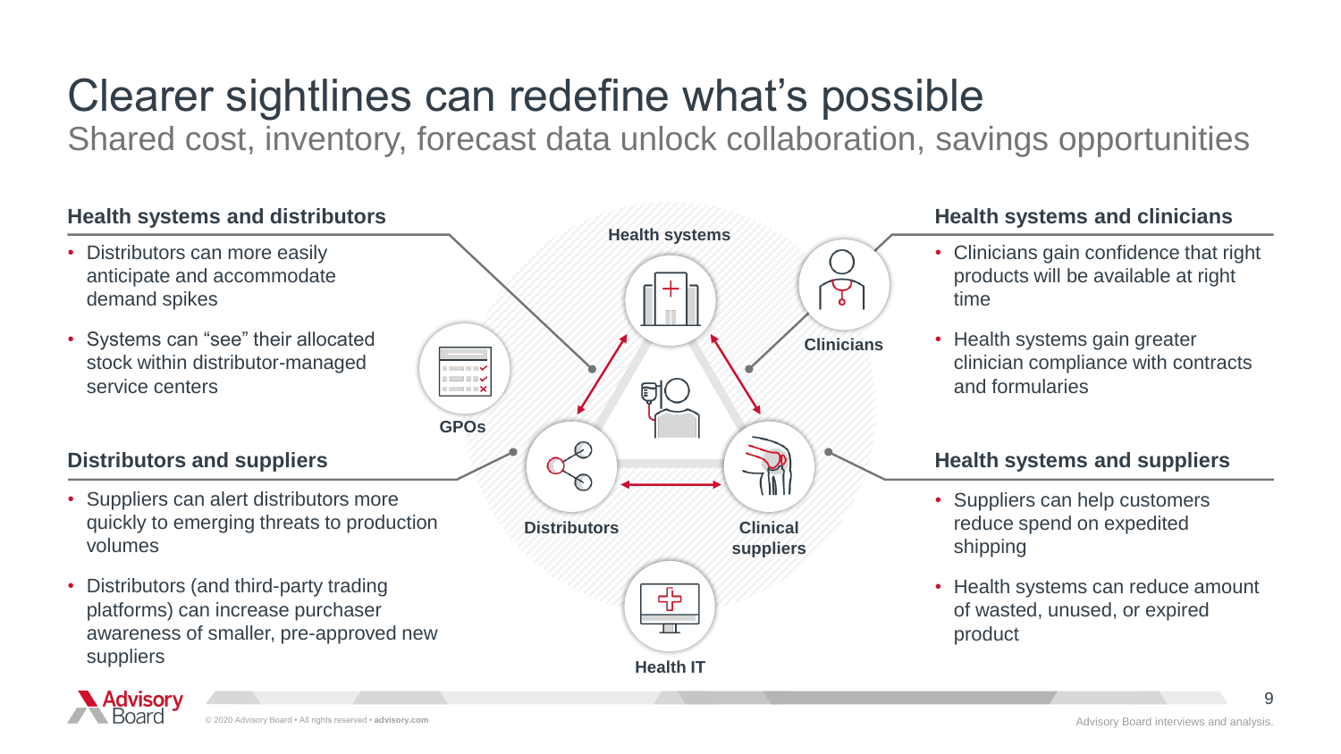# Clearer sightlines can redefine what's possible

## Shared cost, inventory, forecast data unlock collaboration, savings opportunities

### Health systems and distributors

- Distributors can more easily anticipate and accommodate demand spikes
- Systems can "see" their allocated stock within distributor-managed service centers

### Distributors and suppliers

- Suppliers can alert distributors more quickly to emerging threats to production volumes
- Distributors (and third-party trading platforms) can increase purchaser awareness of smaller, pre-approved new suppliers

Health systems

GPOs

Clinicians

Distributors

Clinical suppliers

Health IT

### Health systems and clinicians

- Clinicians gain confidence that right products will be available at right time
- Health systems gain greater clinician compliance with contracts and formularies

### Health systems and suppliers

- Suppliers can help customers reduce spend on expedited shipping
- Health systems can reduce amount of wasted, unused, or expired product

Advisory Board interviews and analysis.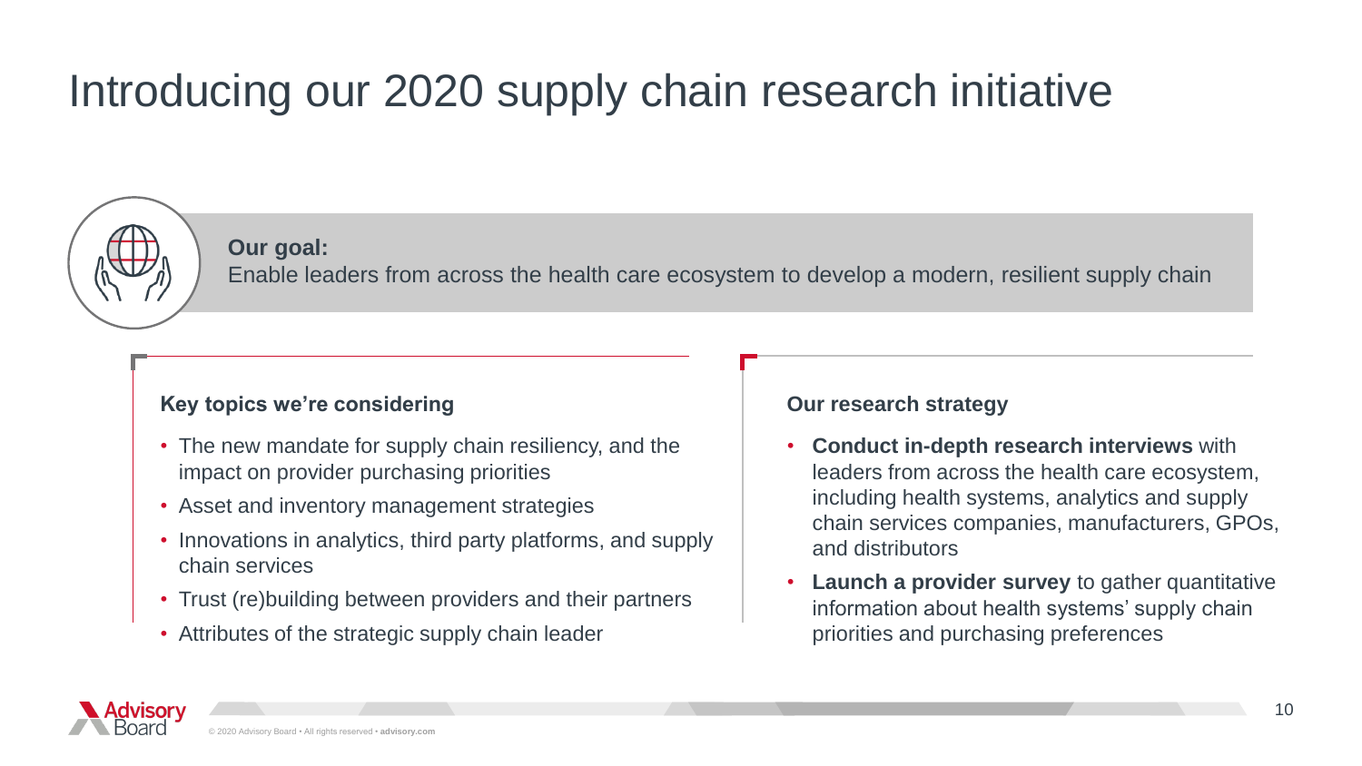# Introducing our 2020 supply chain research initiative

**Our goal:**
Enable leaders from across the health care ecosystem to develop a modern, resilient supply chain

### Key topics we're considering

- The new mandate for supply chain resiliency, and the impact on provider purchasing priorities
- Asset and inventory management strategies
- Innovations in analytics, third party platforms, and supply chain services
- Trust (re)building between providers and their partners
- Attributes of the strategic supply chain leader

### Our research strategy

- **Conduct in-depth research interviews** with leaders from across the health care ecosystem, including health systems, analytics and supply chain services companies, manufacturers, GPOs, and distributors
- **Launch a provider survey** to gather quantitative information about health systems' supply chain priorities and purchasing preferences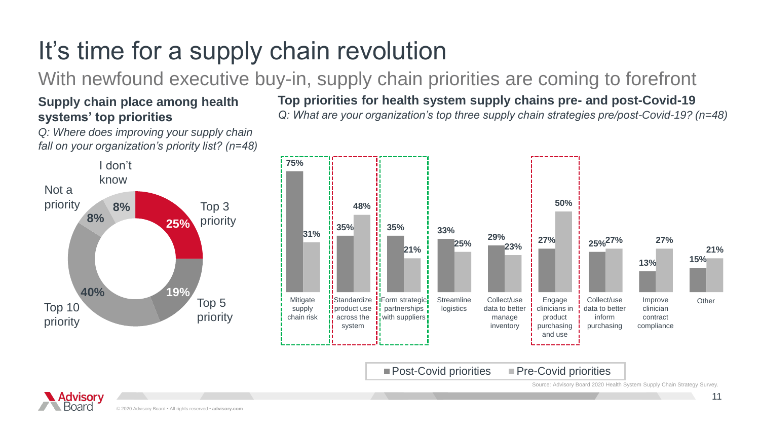# It's time for a supply chain revolution

## With newfound executive buy-in, supply chain priorities are coming to forefront

### Supply chain place among health systems' top priorities

*Q: Where does improving your supply chain fall on your organization's priority list? (n=48)*

| Priority | Share |
|---|---|
| Top 3 priority | 25% |
| Top 5 priority | 19% |
| Top 10 priority | 40% |
| Not a priority | 8% |
| I don't know | 8% |

### Top priorities for health system supply chains pre- and post-Covid-19

*Q: What are your organization's top three supply chain strategies pre/post-Covid-19? (n=48)*

| Strategy | Post-Covid priorities | Pre-Covid priorities |
|---|---|---|
| Mitigate supply chain risk | 75% | 31% |
| Standardize product use across the system | 35% | 48% |
| Form strategic partnerships with suppliers | 35% | 21% |
| Streamline logistics | 33% | 25% |
| Collect/use data to better manage inventory | 29% | 23% |
| Engage clinicians in product purchasing and use | 27% | 50% |
| Collect/use data to better inform purchasing | 25% | 27% |
| Improve clinician contract compliance | 13% | 27% |
| Other | 15% | 21% |

Source: Advisory Board 2020 Health System Supply Chain Strategy Survey.

© 2020 Advisory Board • All rights reserved • advisory.com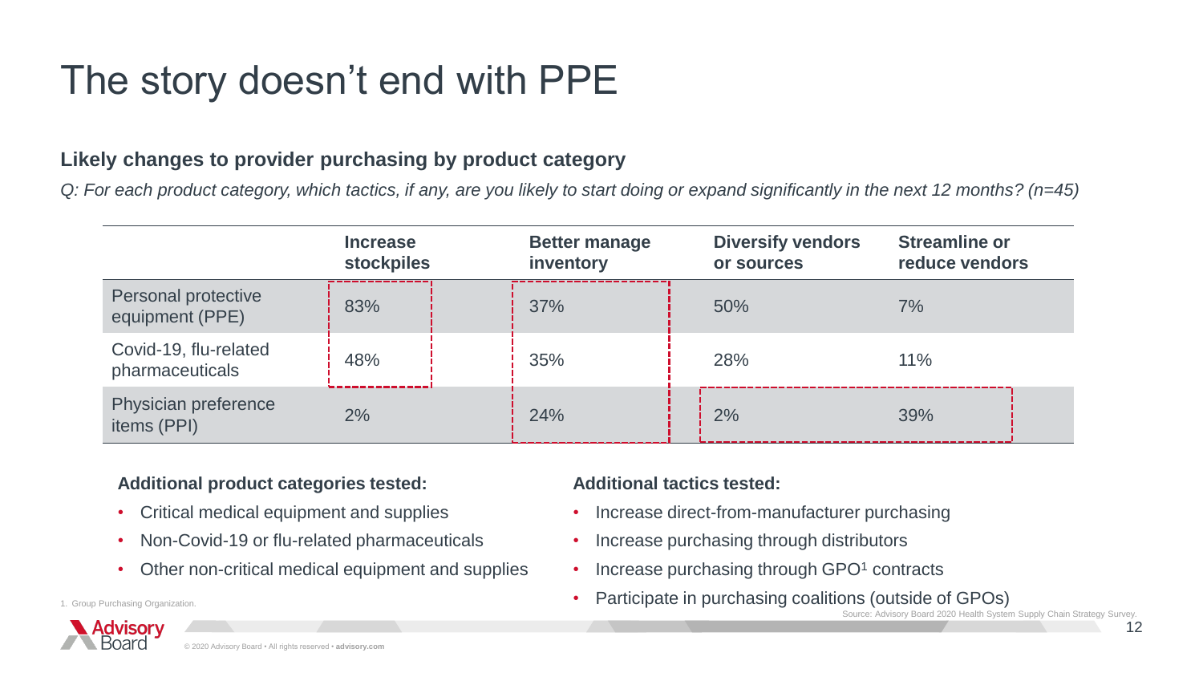# The story doesn't end with PPE

### Likely changes to provider purchasing by product category

*Q: For each product category, which tactics, if any, are you likely to start doing or expand significantly in the next 12 months? (n=45)*

| | Increase stockpiles | Better manage inventory | Diversify vendors or sources | Streamline or reduce vendors |
|---|---|---|---|---|
| Personal protective equipment (PPE) | 83% | 37% | 50% | 7% |
| Covid-19, flu-related pharmaceuticals | 48% | 35% | 28% | 11% |
| Physician preference items (PPI) | 2% | 24% | 2% | 39% |

**Additional product categories tested:**

- Critical medical equipment and supplies
- Non-Covid-19 or flu-related pharmaceuticals
- Other non-critical medical equipment and supplies

**Additional tactics tested:**

- Increase direct-from-manufacturer purchasing
- Increase purchasing through distributors
- Increase purchasing through GPO[1] contracts
- Participate in purchasing coalitions (outside of GPOs)

1. Group Purchasing Organization.

Source: Advisory Board 2020 Health System Supply Chain Strategy Survey.

© 2020 Advisory Board • All rights reserved • **advisory.com**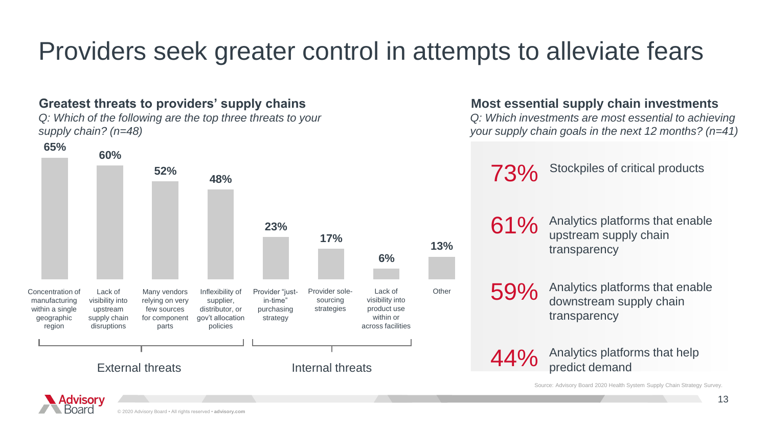# Providers seek greater control in attempts to alleviate fears

## Greatest threats to providers' supply chains

*Q: Which of the following are the top three threats to your supply chain? (n=48)*

| Threat | Category | Percentage |
| --- | --- | --- |
| Concentration of manufacturing within a single geographic region | External threats | 65% |
| Lack of visibility into upstream supply chain disruptions | External threats | 60% |
| Many vendors relying on very few sources for component parts | External threats | 52% |
| Inflexibility of supplier, distributor, or gov't allocation policies | External threats | 48% |
| Provider "just-in-time" purchasing strategy | Internal threats | 23% |
| Provider sole-sourcing strategies | Internal threats | 17% |
| Lack of visibility into product use within or across facilities | Internal threats | 6% |
| Other | | 13% |

## Most essential supply chain investments

*Q: Which investments are most essential to achieving your supply chain goals in the next 12 months? (n=41)*

- **73%** Stockpiles of critical products
- **61%** Analytics platforms that enable upstream supply chain transparency
- **59%** Analytics platforms that enable downstream supply chain transparency
- **44%** Analytics platforms that help predict demand

Source: Advisory Board 2020 Health System Supply Chain Strategy Survey.

© 2020 Advisory Board • All rights reserved • **advisory.com**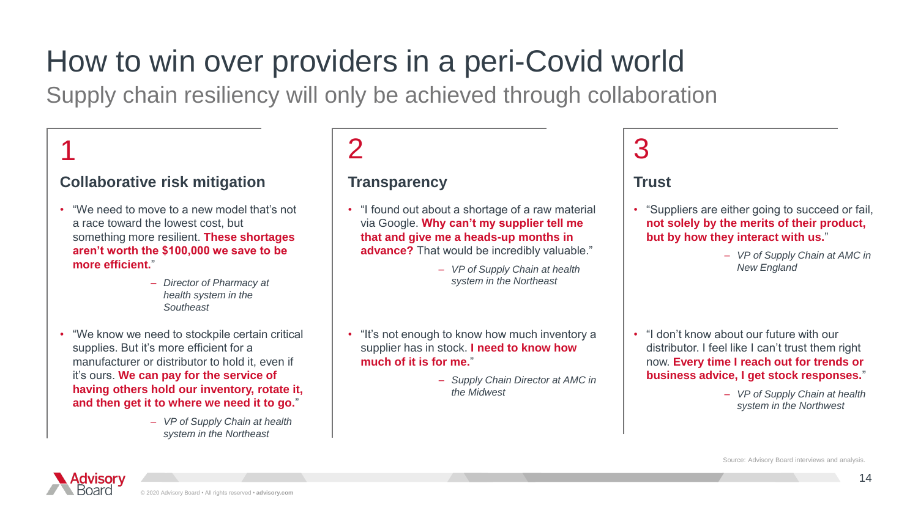# How to win over providers in a peri-Covid world

## Supply chain resiliency will only be achieved through collaboration

### 1

### Collaborative risk mitigation

- "We need to move to a new model that's not a race toward the lowest cost, but something more resilient. **These shortages aren't worth the $100,000 we save to be more efficient.**"
  - *Director of Pharmacy at health system in the Southeast*
- "We know we need to stockpile certain critical supplies. But it's more efficient for a manufacturer or distributor to hold it, even if it's ours. **We can pay for the service of having others hold our inventory, rotate it, and then get it to where we need it to go.**"
  - *VP of Supply Chain at health system in the Northeast*

### 2

### Transparency

- "I found out about a shortage of a raw material via Google. **Why can't my supplier tell me that and give me a heads-up months in advance?** That would be incredibly valuable."
  - *VP of Supply Chain at health system in the Northeast*
- "It's not enough to know how much inventory a supplier has in stock. **I need to know how much of it is for me.**"
  - *Supply Chain Director at AMC in the Midwest*

### 3

### Trust

- "Suppliers are either going to succeed or fail, **not solely by the merits of their product, but by how they interact with us.**"
  - *VP of Supply Chain at AMC in New England*
- "I don't know about our future with our distributor. I feel like I can't trust them right now. **Every time I reach out for trends or business advice, I get stock responses.**"
  - *VP of Supply Chain at health system in the Northwest*

Source: Advisory Board interviews and analysis.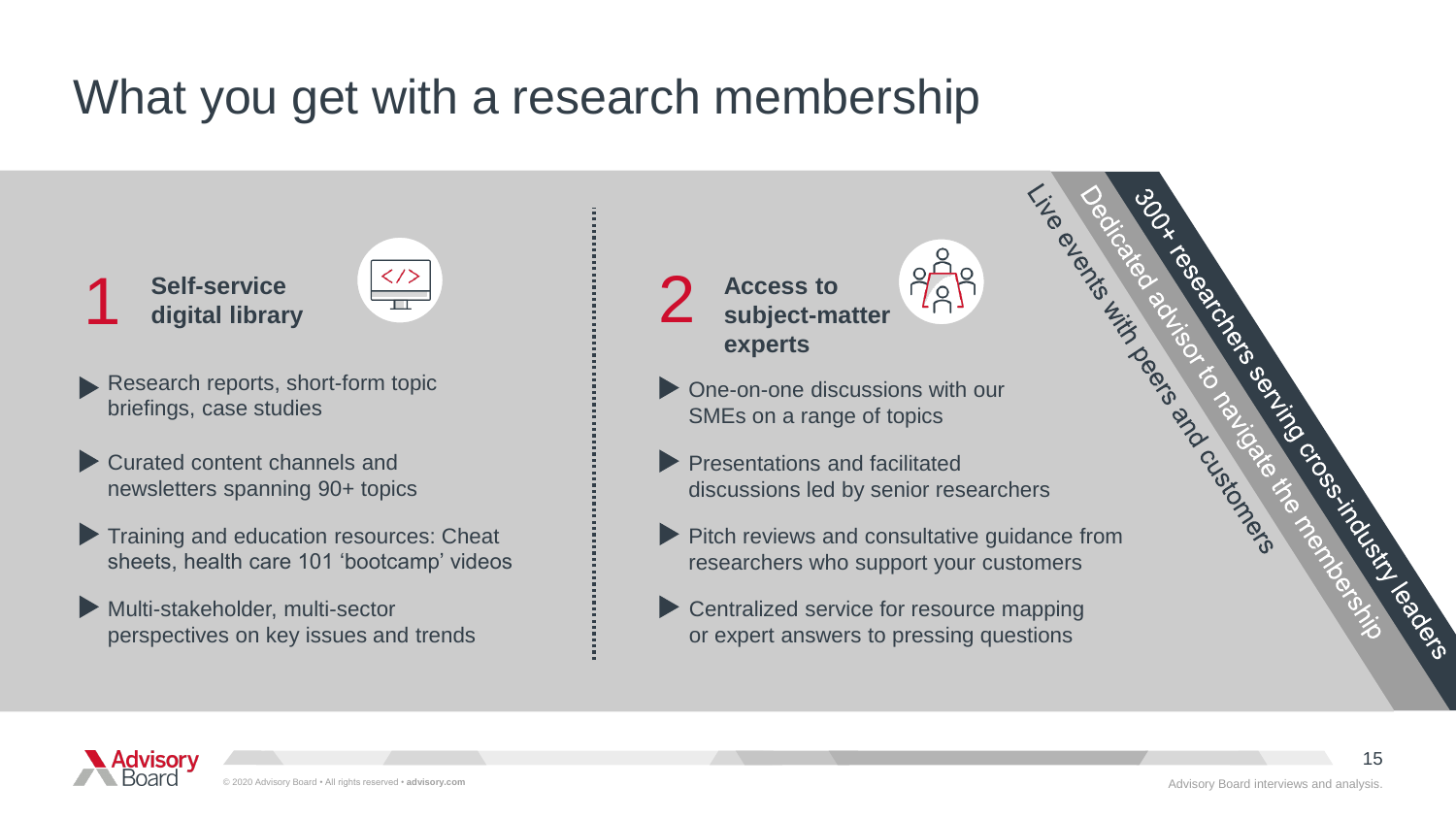# What you get with a research membership

## 1 Self-service digital library

- Research reports, short-form topic briefings, case studies
- Curated content channels and newsletters spanning 90+ topics
- Training and education resources: Cheat sheets, health care 101 'bootcamp' videos
- Multi-stakeholder, multi-sector perspectives on key issues and trends

## 2 Access to subject-matter experts

- One-on-one discussions with our SMEs on a range of topics
- Presentations and facilitated discussions led by senior researchers
- Pitch reviews and consultative guidance from researchers who support your customers
- Centralized service for resource mapping or expert answers to pressing questions

Live events with peers and customers

Dedicated advisor to navigate the membership

300+ researchers serving cross-industry leaders

Advisory Board interviews and analysis.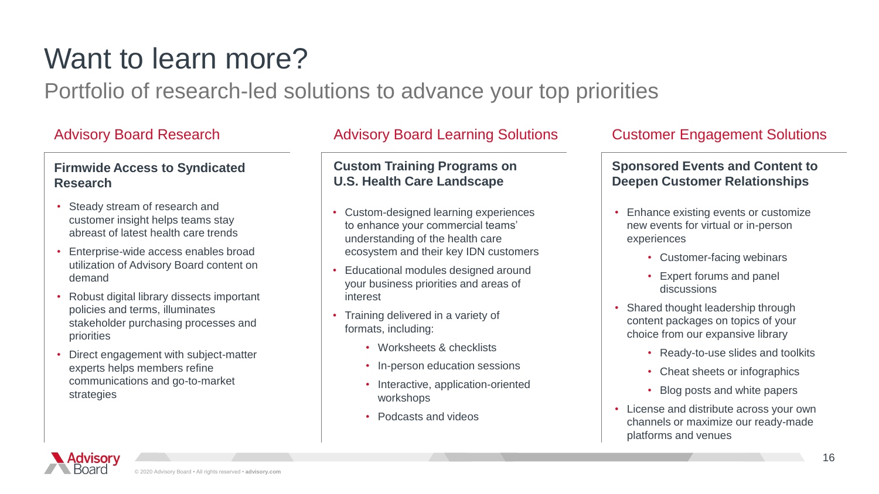# Want to learn more?

## Portfolio of research-led solutions to advance your top priorities

### Advisory Board Research

**Firmwide Access to Syndicated Research**

- Steady stream of research and customer insight helps teams stay abreast of latest health care trends
- Enterprise-wide access enables broad utilization of Advisory Board content on demand
- Robust digital library dissects important policies and terms, illuminates stakeholder purchasing processes and priorities
- Direct engagement with subject-matter experts helps members refine communications and go-to-market strategies

### Advisory Board Learning Solutions

**Custom Training Programs on U.S. Health Care Landscape**

- Custom-designed learning experiences to enhance your commercial teams' understanding of the health care ecosystem and their key IDN customers
- Educational modules designed around your business priorities and areas of interest
- Training delivered in a variety of formats, including:
  - Worksheets & checklists
  - In-person education sessions
  - Interactive, application-oriented workshops
  - Podcasts and videos

### Customer Engagement Solutions

**Sponsored Events and Content to Deepen Customer Relationships**

- Enhance existing events or customize new events for virtual or in-person experiences
  - Customer-facing webinars
  - Expert forums and panel discussions
- Shared thought leadership through content packages on topics of your choice from our expansive library
  - Ready-to-use slides and toolkits
  - Cheat sheets or infographics
  - Blog posts and white papers
- License and distribute across your own channels or maximize our ready-made platforms and venues

© 2020 Advisory Board • All rights reserved • advisory.com